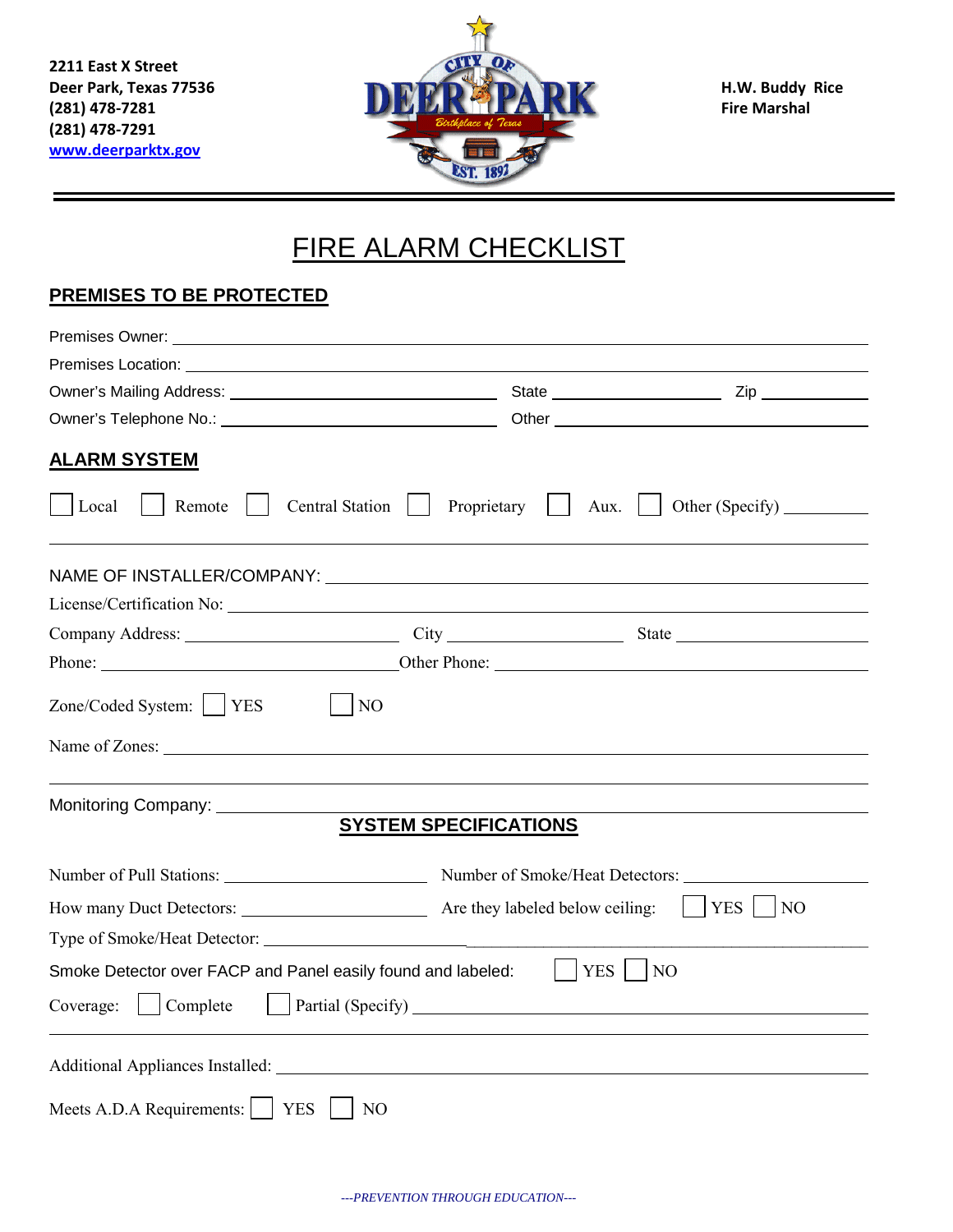2211 East X Street
Deer Park, Texas 77536
(281) 478-7281
(281) 478-7291
www.deerparktx.gov

H.W. Buddy Rice
Fire Marshal

# FIRE ALARM CHECKLIST

## PREMISES TO BE PROTECTED

Premises Owner: ______________________________

Premises Location: ______________________________

Owner's Mailing Address: ______________ State ______________ Zip ______________

Owner's Telephone No.: ______________ Other ______________

## ALARM SYSTEM

☐ Local ☐ Remote ☐ Central Station ☐ Proprietary ☐ Aux. ☐ Other (Specify) __________

NAME OF INSTALLER/COMPANY: ______________________________

License/Certification No: ______________________________

Company Address: ______________ City ______________ State ______________

Phone: ______________ Other Phone: ______________

Zone/Coded System: ☐ YES ☐ NO

Name of Zones: ______________________________

Monitoring Company: ______________________________

## SYSTEM SPECIFICATIONS

Number of Pull Stations: ______________ Number of Smoke/Heat Detectors: ______________

How many Duct Detectors: ______________ Are they labeled below ceiling: ☐ YES ☐ NO

Type of Smoke/Heat Detector: ______________________________

Smoke Detector over FACP and Panel easily found and labeled: ☐ YES ☐ NO

Coverage: ☐ Complete ☐ Partial (Specify) ______________________________

Additional Appliances Installed: ______________________________

Meets A.D.A Requirements: ☐ YES ☐ NO

*---PREVENTION THROUGH EDUCATION---*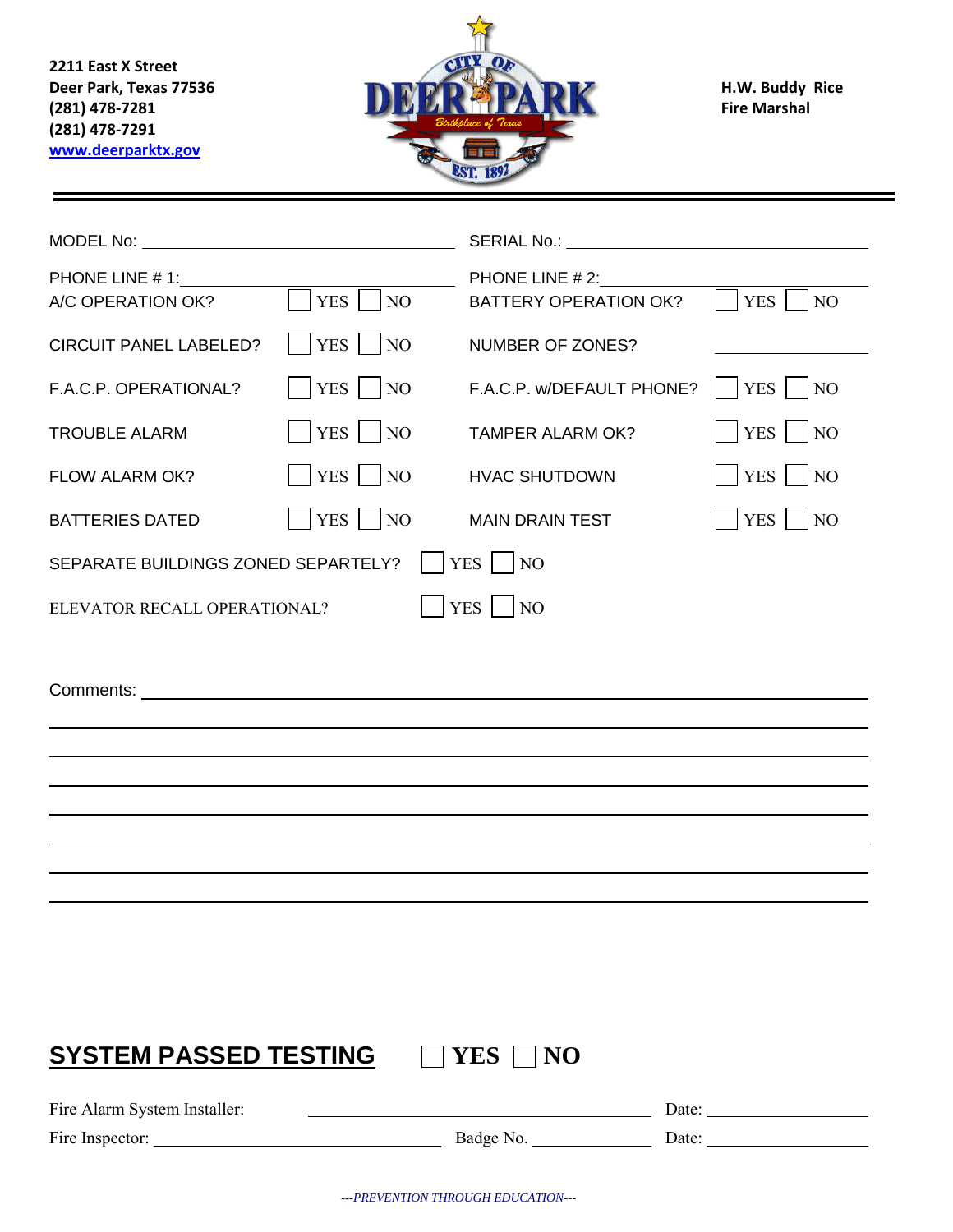2211 East X Street
Deer Park, Texas 77536
(281) 478-7281
(281) 478-7291
www.deerparktx.gov

H.W. Buddy Rice
Fire Marshal

---

MODEL No: ______________________ SERIAL No.: ______________________

PHONE LINE # 1: ______________________ PHONE LINE # 2: ______________________

| | | | |
|---|---|---|---|
| A/C OPERATION OK? | ☐ YES ☐ NO | BATTERY OPERATION OK? | ☐ YES ☐ NO |
| CIRCUIT PANEL LABELED? | ☐ YES ☐ NO | NUMBER OF ZONES? | ________ |
| F.A.C.P. OPERATIONAL? | ☐ YES ☐ NO | F.A.C.P. w/DEFAULT PHONE? | ☐ YES ☐ NO |
| TROUBLE ALARM | ☐ YES ☐ NO | TAMPER ALARM OK? | ☐ YES ☐ NO |
| FLOW ALARM OK? | ☐ YES ☐ NO | HVAC SHUTDOWN | ☐ YES ☐ NO |
| BATTERIES DATED | ☐ YES ☐ NO | MAIN DRAIN TEST | ☐ YES ☐ NO |

SEPARATE BUILDINGS ZONED SEPARTELY? ☐ YES ☐ NO

ELEVATOR RECALL OPERATIONAL? ☐ YES ☐ NO

Comments: ______________________________________________________________

______________________________________________________________

______________________________________________________________

______________________________________________________________

______________________________________________________________

______________________________________________________________

______________________________________________________________

______________________________________________________________

## SYSTEM PASSED TESTING ☐ **YES** ☐ **NO**

Fire Alarm System Installer: ______________________ Date: ____________

Fire Inspector: ______________________ Badge No. ____________ Date: ____________

*---PREVENTION THROUGH EDUCATION---*